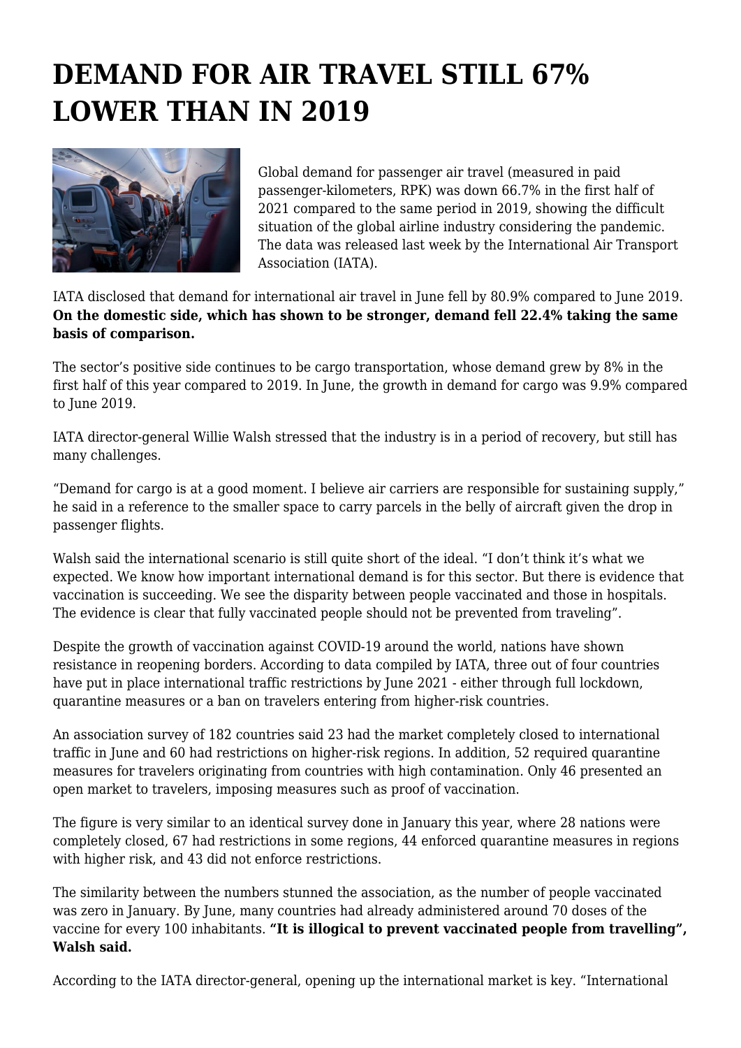# DEMAND FOR AIR TRAVEL STILL 67% LOWER THAN IN 2019

Global demand for passenger air travel (measured in paid passenger-kilometers, RPK) was down 66.7% in the first half of 2021 compared to the same period in 2019, showing the difficult situation of the global airline industry considering the pandemic. The data was released last week by the International Air Transport Association (IATA).

IATA disclosed that demand for international air travel in June fell by 80.9% compared to June 2019. **On the domestic side, which has shown to be stronger, demand fell 22.4% taking the same basis of comparison.**

The sector's positive side continues to be cargo transportation, whose demand grew by 8% in the first half of this year compared to 2019. In June, the growth in demand for cargo was 9.9% compared to June 2019.

IATA director-general Willie Walsh stressed that the industry is in a period of recovery, but still has many challenges.

"Demand for cargo is at a good moment. I believe air carriers are responsible for sustaining supply," he said in a reference to the smaller space to carry parcels in the belly of aircraft given the drop in passenger flights.

Walsh said the international scenario is still quite short of the ideal. "I don't think it's what we expected. We know how important international demand is for this sector. But there is evidence that vaccination is succeeding. We see the disparity between people vaccinated and those in hospitals. The evidence is clear that fully vaccinated people should not be prevented from traveling".

Despite the growth of vaccination against COVID-19 around the world, nations have shown resistance in reopening borders. According to data compiled by IATA, three out of four countries have put in place international traffic restrictions by June 2021 - either through full lockdown, quarantine measures or a ban on travelers entering from higher-risk countries.

An association survey of 182 countries said 23 had the market completely closed to international traffic in June and 60 had restrictions on higher-risk regions. In addition, 52 required quarantine measures for travelers originating from countries with high contamination. Only 46 presented an open market to travelers, imposing measures such as proof of vaccination.

The figure is very similar to an identical survey done in January this year, where 28 nations were completely closed, 67 had restrictions in some regions, 44 enforced quarantine measures in regions with higher risk, and 43 did not enforce restrictions.

The similarity between the numbers stunned the association, as the number of people vaccinated was zero in January. By June, many countries had already administered around 70 doses of the vaccine for every 100 inhabitants. **"It is illogical to prevent vaccinated people from travelling", Walsh said.**

According to the IATA director-general, opening up the international market is key. "International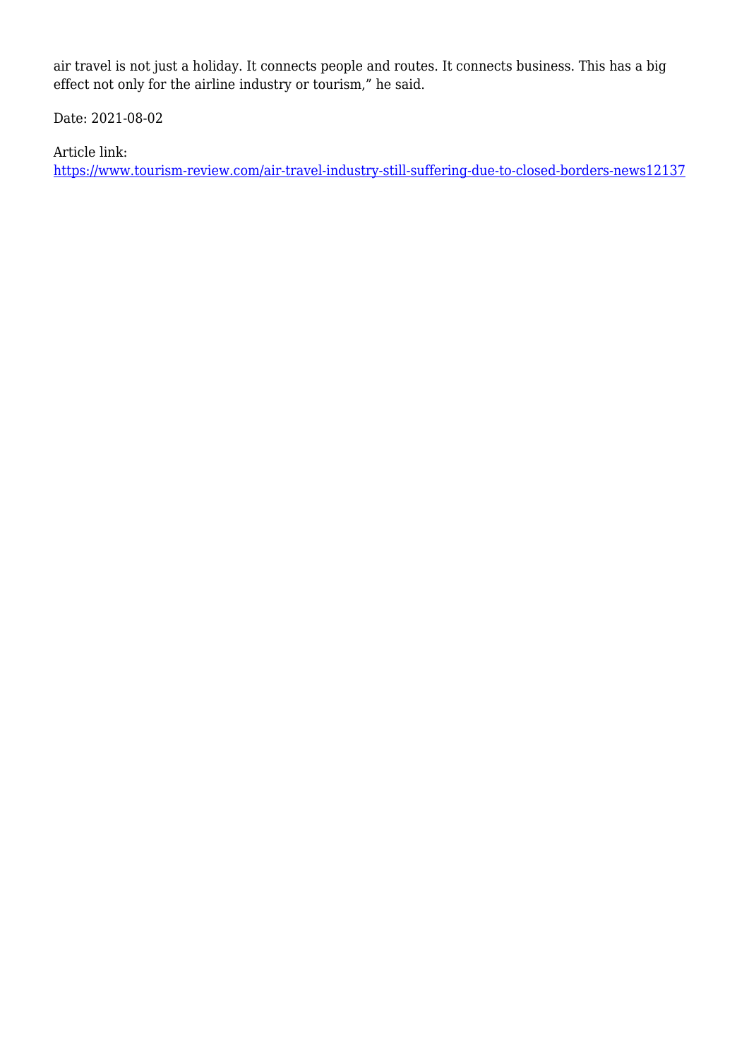air travel is not just a holiday. It connects people and routes. It connects business. This has a big effect not only for the airline industry or tourism," he said.

Date: 2021-08-02

Article link:
[https://www.tourism-review.com/air-travel-industry-still-suffering-due-to-closed-borders-news12137](https://www.tourism-review.com/air-travel-industry-still-suffering-due-to-closed-borders-news12137)